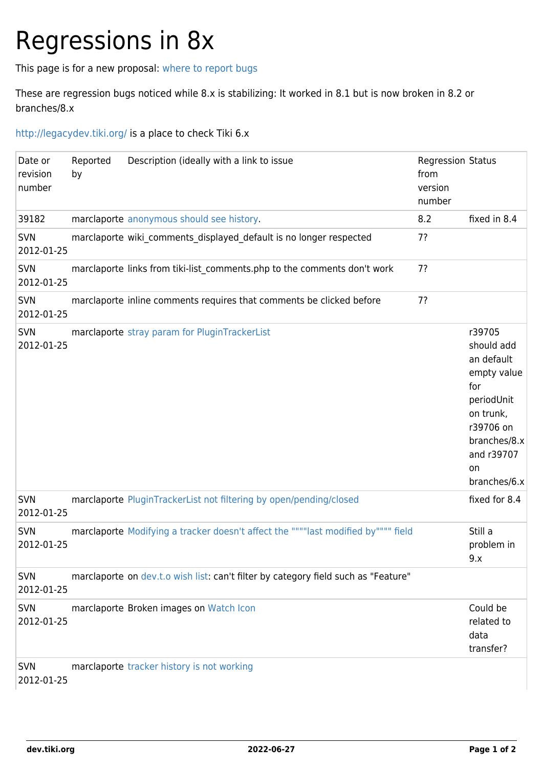# Regressions in 8x

This page is for a new proposal: where to report bugs

These are regression bugs noticed while 8.x is stabilizing: It worked in 8.1 but is now broken in 8.2 or branches/8.x

http://legacydev.tiki.org/ is a place to check Tiki 6.x

| Date or revision number | Reported by | Description (ideally with a link to issue | Regression from version number | Status |
|---|---|---|---|---|
| 39182 | marclaporte | anonymous should see history. | 8.2 | fixed in 8.4 |
| SVN 2012-01-25 | marclaporte | wiki_comments_displayed_default is no longer respected | 7? | |
| SVN 2012-01-25 | marclaporte | links from tiki-list_comments.php to the comments don't work | 7? | |
| SVN 2012-01-25 | marclaporte | inline comments requires that comments be clicked before | 7? | |
| SVN 2012-01-25 | marclaporte | stray param for PluginTrackerList | | r39705 should add an default empty value for periodUnit on trunk, r39706 on branches/8.x and r39707 on branches/6.x |
| SVN 2012-01-25 | marclaporte | PluginTrackerList not filtering by open/pending/closed | | fixed for 8.4 |
| SVN 2012-01-25 | marclaporte | Modifying a tracker doesn't affect the """"last modified by"""" field | | Still a problem in 9.x |
| SVN 2012-01-25 | marclaporte | on dev.t.o wish list: can't filter by category field such as "Feature" | | |
| SVN 2012-01-25 | marclaporte | Broken images on Watch Icon | | Could be related to data transfer? |
| SVN 2012-01-25 | marclaporte | tracker history is not working | | |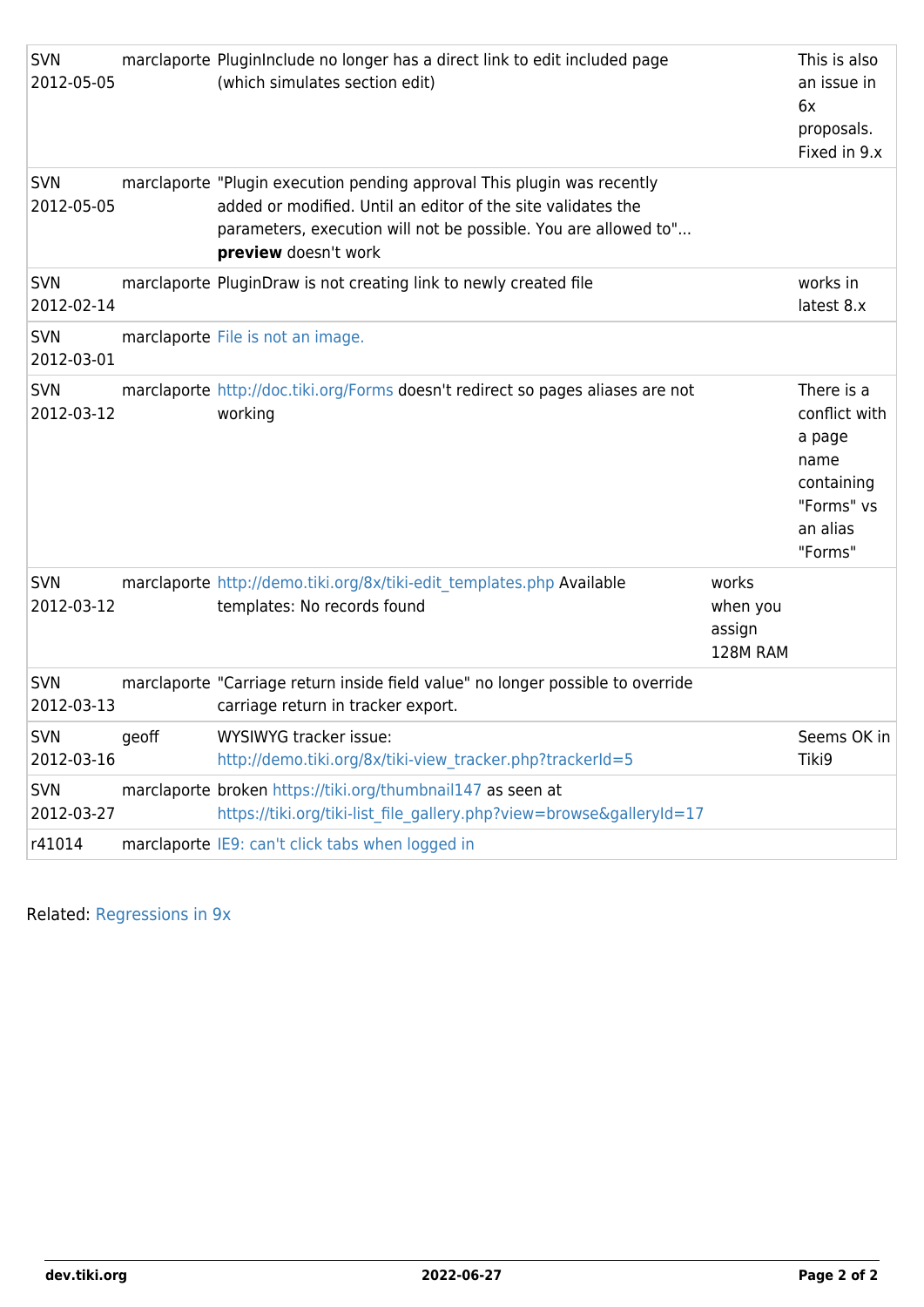| | | | | |
|---|---|---|---|---|
| SVN 2012-05-05 | marclaporte | PluginInclude no longer has a direct link to edit included page (which simulates section edit) | | This is also an issue in 6x proposals. Fixed in 9.x |
| SVN 2012-05-05 | marclaporte | "Plugin execution pending approval This plugin was recently added or modified. Until an editor of the site validates the parameters, execution will not be possible. You are allowed to"... **preview** doesn't work | | |
| SVN 2012-02-14 | marclaporte | PluginDraw is not creating link to newly created file | | works in latest 8.x |
| SVN 2012-03-01 | marclaporte | File is not an image. | | |
| SVN 2012-03-12 | marclaporte | http://doc.tiki.org/Forms doesn't redirect so pages aliases are not working | | There is a conflict with a page name containing "Forms" vs an alias "Forms" |
| SVN 2012-03-12 | marclaporte | http://demo.tiki.org/8x/tiki-edit_templates.php Available templates: No records found | works when you assign 128M RAM | |
| SVN 2012-03-13 | marclaporte | "Carriage return inside field value" no longer possible to override carriage return in tracker export. | | |
| SVN 2012-03-16 | geoff | WYSIWYG tracker issue: http://demo.tiki.org/8x/tiki-view_tracker.php?trackerId=5 | | Seems OK in Tiki9 |
| SVN 2012-03-27 | marclaporte | broken https://tiki.org/thumbnail147 as seen at https://tiki.org/tiki-list_file_gallery.php?view=browse&galleryId=17 | | |
| r41014 | marclaporte | IE9: can't click tabs when logged in | | |

Related: Regressions in 9x